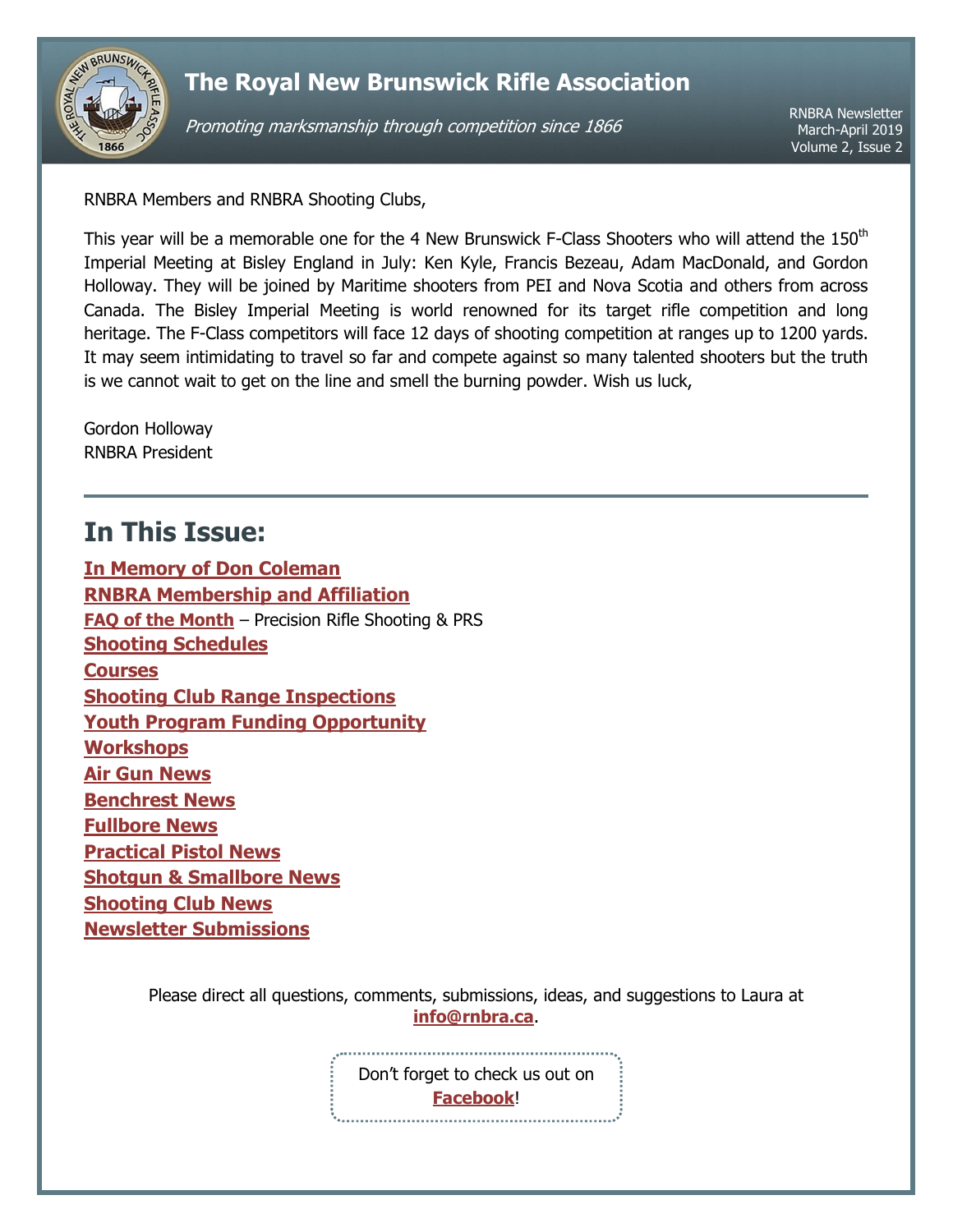# The Royal New Brunswick Rifle Association

*Promoting marksmanship through competition since 1866*

RNBRA Newsletter
March-April 2019
Volume 2, Issue 2

RNBRA Members and RNBRA Shooting Clubs,

This year will be a memorable one for the 4 New Brunswick F-Class Shooters who will attend the 150th Imperial Meeting at Bisley England in July: Ken Kyle, Francis Bezeau, Adam MacDonald, and Gordon Holloway. They will be joined by Maritime shooters from PEI and Nova Scotia and others from across Canada. The Bisley Imperial Meeting is world renowned for its target rifle competition and long heritage. The F-Class competitors will face 12 days of shooting competition at ranges up to 1200 yards. It may seem intimidating to travel so far and compete against so many talented shooters but the truth is we cannot wait to get on the line and smell the burning powder. Wish us luck,

Gordon Holloway
RNBRA President

---

## In This Issue:

**In Memory of Don Coleman**
**RNBRA Membership and Affiliation**
**FAQ of the Month** – Precision Rifle Shooting & PRS
**Shooting Schedules**
**Courses**
**Shooting Club Range Inspections**
**Youth Program Funding Opportunity**
**Workshops**
**Air Gun News**
**Benchrest News**
**Fullbore News**
**Practical Pistol News**
**Shotgun & Smallbore News**
**Shooting Club News**
**Newsletter Submissions**

Please direct all questions, comments, submissions, ideas, and suggestions to Laura at **info@rnbra.ca**.

Don't forget to check us out on **Facebook**!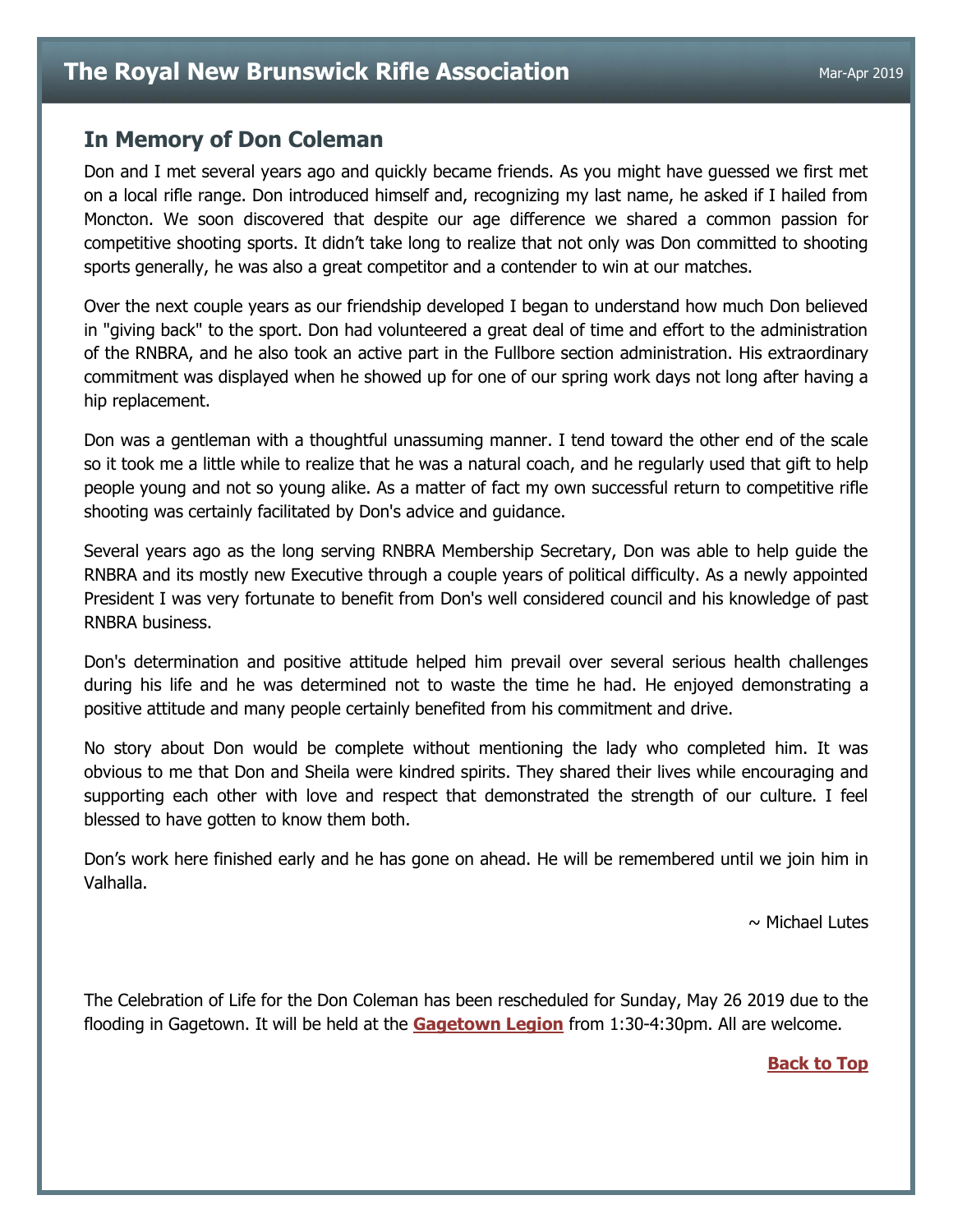## In Memory of Don Coleman

Don and I met several years ago and quickly became friends. As you might have guessed we first met on a local rifle range. Don introduced himself and, recognizing my last name, he asked if I hailed from Moncton. We soon discovered that despite our age difference we shared a common passion for competitive shooting sports. It didn't take long to realize that not only was Don committed to shooting sports generally, he was also a great competitor and a contender to win at our matches.

Over the next couple years as our friendship developed I began to understand how much Don believed in "giving back" to the sport. Don had volunteered a great deal of time and effort to the administration of the RNBRA, and he also took an active part in the Fullbore section administration. His extraordinary commitment was displayed when he showed up for one of our spring work days not long after having a hip replacement.

Don was a gentleman with a thoughtful unassuming manner. I tend toward the other end of the scale so it took me a little while to realize that he was a natural coach, and he regularly used that gift to help people young and not so young alike. As a matter of fact my own successful return to competitive rifle shooting was certainly facilitated by Don's advice and guidance.

Several years ago as the long serving RNBRA Membership Secretary, Don was able to help guide the RNBRA and its mostly new Executive through a couple years of political difficulty. As a newly appointed President I was very fortunate to benefit from Don's well considered council and his knowledge of past RNBRA business.

Don's determination and positive attitude helped him prevail over several serious health challenges during his life and he was determined not to waste the time he had. He enjoyed demonstrating a positive attitude and many people certainly benefited from his commitment and drive.

No story about Don would be complete without mentioning the lady who completed him. It was obvious to me that Don and Sheila were kindred spirits. They shared their lives while encouraging and supporting each other with love and respect that demonstrated the strength of our culture. I feel blessed to have gotten to know them both.

Don's work here finished early and he has gone on ahead. He will be remembered until we join him in Valhalla.

~ Michael Lutes

The Celebration of Life for the Don Coleman has been rescheduled for Sunday, May 26 2019 due to the flooding in Gagetown. It will be held at the **Gagetown Legion** from 1:30-4:30pm. All are welcome.

**Back to Top**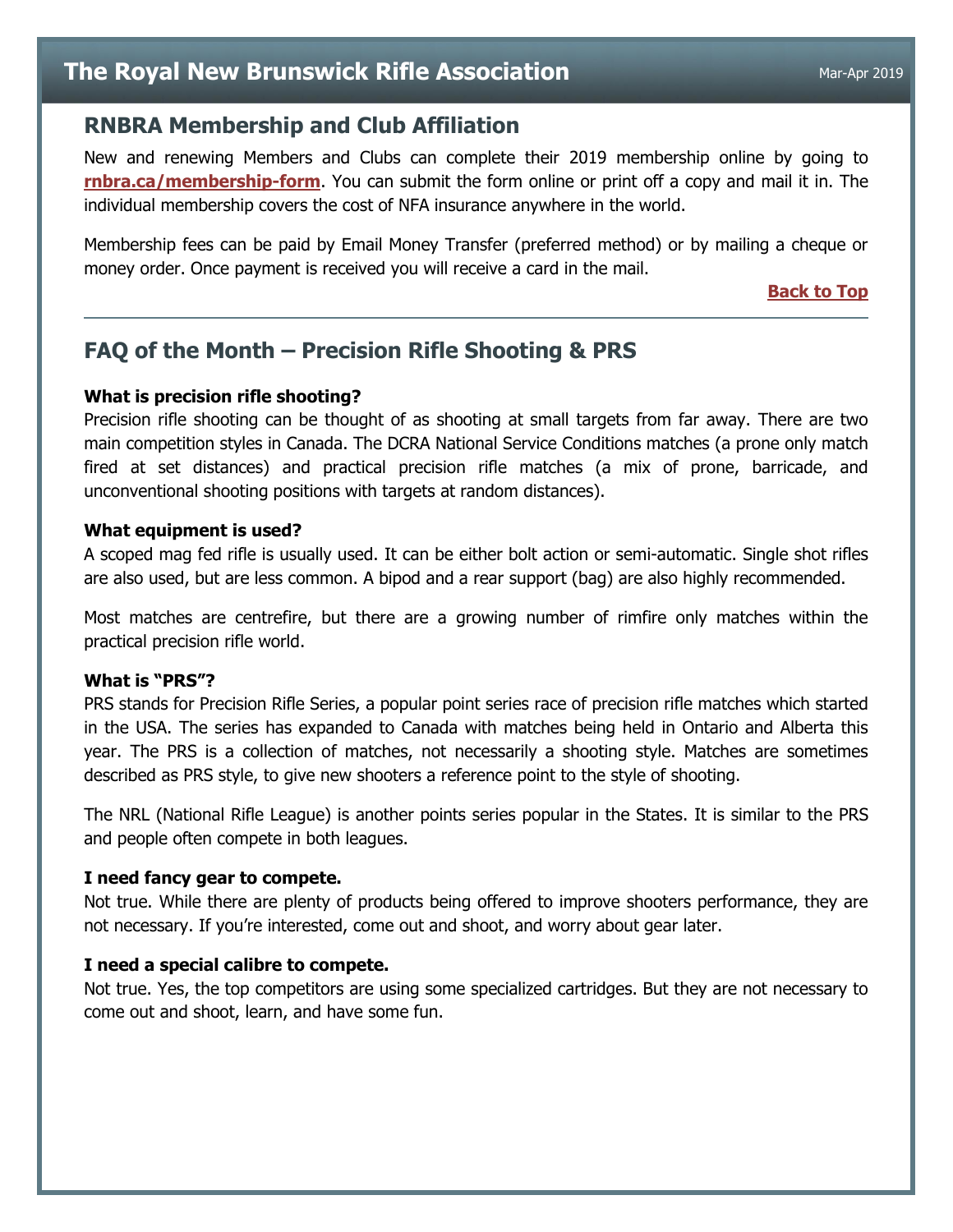## RNBRA Membership and Club Affiliation

New and renewing Members and Clubs can complete their 2019 membership online by going to **rnbra.ca/membership-form**. You can submit the form online or print off a copy and mail it in. The individual membership covers the cost of NFA insurance anywhere in the world.

Membership fees can be paid by Email Money Transfer (preferred method) or by mailing a cheque or money order. Once payment is received you will receive a card in the mail.

**Back to Top**

---

## FAQ of the Month – Precision Rifle Shooting & PRS

**What is precision rifle shooting?**
Precision rifle shooting can be thought of as shooting at small targets from far away. There are two main competition styles in Canada. The DCRA National Service Conditions matches (a prone only match fired at set distances) and practical precision rifle matches (a mix of prone, barricade, and unconventional shooting positions with targets at random distances).

**What equipment is used?**
A scoped mag fed rifle is usually used. It can be either bolt action or semi-automatic. Single shot rifles are also used, but are less common. A bipod and a rear support (bag) are also highly recommended.

Most matches are centrefire, but there are a growing number of rimfire only matches within the practical precision rifle world.

**What is "PRS"?**
PRS stands for Precision Rifle Series, a popular point series race of precision rifle matches which started in the USA. The series has expanded to Canada with matches being held in Ontario and Alberta this year. The PRS is a collection of matches, not necessarily a shooting style. Matches are sometimes described as PRS style, to give new shooters a reference point to the style of shooting.

The NRL (National Rifle League) is another points series popular in the States. It is similar to the PRS and people often compete in both leagues.

**I need fancy gear to compete.**
Not true. While there are plenty of products being offered to improve shooters performance, they are not necessary. If you're interested, come out and shoot, and worry about gear later.

**I need a special calibre to compete.**
Not true. Yes, the top competitors are using some specialized cartridges. But they are not necessary to come out and shoot, learn, and have some fun.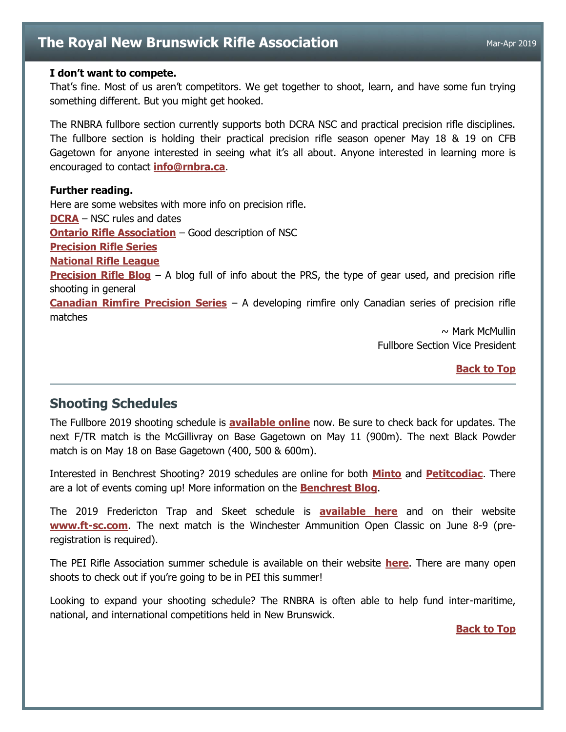**I don't want to compete.**

That's fine. Most of us aren't competitors. We get together to shoot, learn, and have some fun trying something different. But you might get hooked.

The RNBRA fullbore section currently supports both DCRA NSC and practical precision rifle disciplines. The fullbore section is holding their practical precision rifle season opener May 18 & 19 on CFB Gagetown for anyone interested in seeing what it's all about. Anyone interested in learning more is encouraged to contact **info@rnbra.ca**.

**Further reading.**

Here are some websites with more info on precision rifle.

**DCRA** – NSC rules and dates

**Ontario Rifle Association** – Good description of NSC

**Precision Rifle Series**

**National Rifle League**

**Precision Rifle Blog** – A blog full of info about the PRS, the type of gear used, and precision rifle shooting in general

**Canadian Rimfire Precision Series** – A developing rimfire only Canadian series of precision rifle matches

~ Mark McMullin
Fullbore Section Vice President

**Back to Top**

---

## Shooting Schedules

The Fullbore 2019 shooting schedule is **available online** now. Be sure to check back for updates. The next F/TR match is the McGillivray on Base Gagetown on May 11 (900m). The next Black Powder match is on May 18 on Base Gagetown (400, 500 & 600m).

Interested in Benchrest Shooting? 2019 schedules are online for both **Minto** and **Petitcodiac**. There are a lot of events coming up! More information on the **Benchrest Blog**.

The 2019 Fredericton Trap and Skeet schedule is **available here** and on their website **www.ft-sc.com**. The next match is the Winchester Ammunition Open Classic on June 8-9 (pre-registration is required).

The PEI Rifle Association summer schedule is available on their website **here**. There are many open shoots to check out if you're going to be in PEI this summer!

Looking to expand your shooting schedule? The RNBRA is often able to help fund inter-maritime, national, and international competitions held in New Brunswick.

**Back to Top**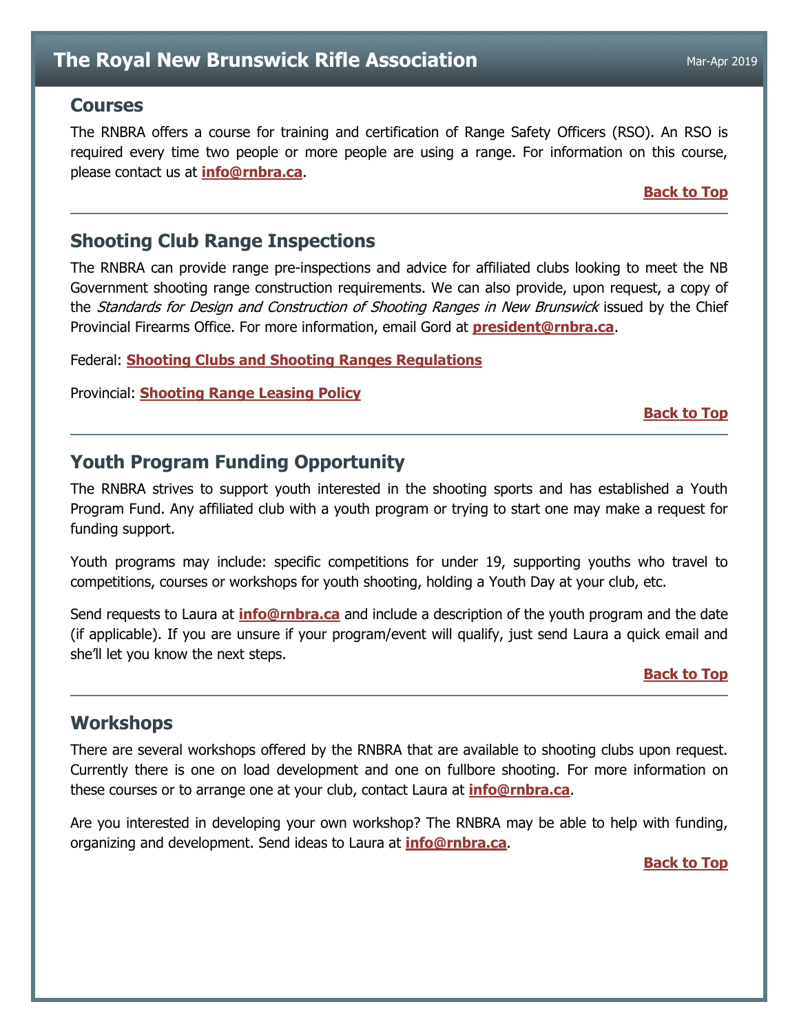## Courses

The RNBRA offers a course for training and certification of Range Safety Officers (RSO). An RSO is required every time two people or more people are using a range. For information on this course, please contact us at **info@rnbra.ca**.

**Back to Top**

---

## Shooting Club Range Inspections

The RNBRA can provide range pre-inspections and advice for affiliated clubs looking to meet the NB Government shooting range construction requirements. We can also provide, upon request, a copy of the *Standards for Design and Construction of Shooting Ranges in New Brunswick* issued by the Chief Provincial Firearms Office. For more information, email Gord at **president@rnbra.ca**.

Federal: **Shooting Clubs and Shooting Ranges Regulations**

Provincial: **Shooting Range Leasing Policy**

**Back to Top**

---

## Youth Program Funding Opportunity

The RNBRA strives to support youth interested in the shooting sports and has established a Youth Program Fund. Any affiliated club with a youth program or trying to start one may make a request for funding support.

Youth programs may include: specific competitions for under 19, supporting youths who travel to competitions, courses or workshops for youth shooting, holding a Youth Day at your club, etc.

Send requests to Laura at **info@rnbra.ca** and include a description of the youth program and the date (if applicable). If you are unsure if your program/event will qualify, just send Laura a quick email and she'll let you know the next steps.

**Back to Top**

---

## Workshops

There are several workshops offered by the RNBRA that are available to shooting clubs upon request. Currently there is one on load development and one on fullbore shooting. For more information on these courses or to arrange one at your club, contact Laura at **info@rnbra.ca**.

Are you interested in developing your own workshop? The RNBRA may be able to help with funding, organizing and development. Send ideas to Laura at **info@rnbra.ca**.

**Back to Top**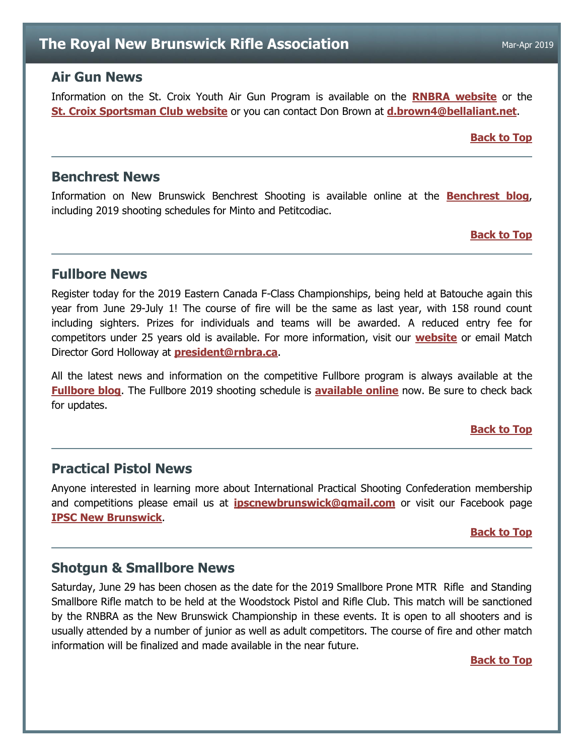## Air Gun News

Information on the St. Croix Youth Air Gun Program is available on the **RNBRA website** or the **St. Croix Sportsman Club website** or you can contact Don Brown at **d.brown4@bellaliant.net**.

**Back to Top**

---

## Benchrest News

Information on New Brunswick Benchrest Shooting is available online at the **Benchrest blog**, including 2019 shooting schedules for Minto and Petitcodiac.

**Back to Top**

---

## Fullbore News

Register today for the 2019 Eastern Canada F-Class Championships, being held at Batouche again this year from June 29-July 1! The course of fire will be the same as last year, with 158 round count including sighters. Prizes for individuals and teams will be awarded. A reduced entry fee for competitors under 25 years old is available. For more information, visit our **website** or email Match Director Gord Holloway at **president@rnbra.ca**.

All the latest news and information on the competitive Fullbore program is always available at the **Fullbore blog**. The Fullbore 2019 shooting schedule is **available online** now. Be sure to check back for updates.

**Back to Top**

---

## Practical Pistol News

Anyone interested in learning more about International Practical Shooting Confederation membership and competitions please email us at **ipscnewbrunswick@gmail.com** or visit our Facebook page **IPSC New Brunswick**.

**Back to Top**

---

## Shotgun & Smallbore News

Saturday, June 29 has been chosen as the date for the 2019 Smallbore Prone MTR Rifle and Standing Smallbore Rifle match to be held at the Woodstock Pistol and Rifle Club. This match will be sanctioned by the RNBRA as the New Brunswick Championship in these events. It is open to all shooters and is usually attended by a number of junior as well as adult competitors. The course of fire and other match information will be finalized and made available in the near future.

**Back to Top**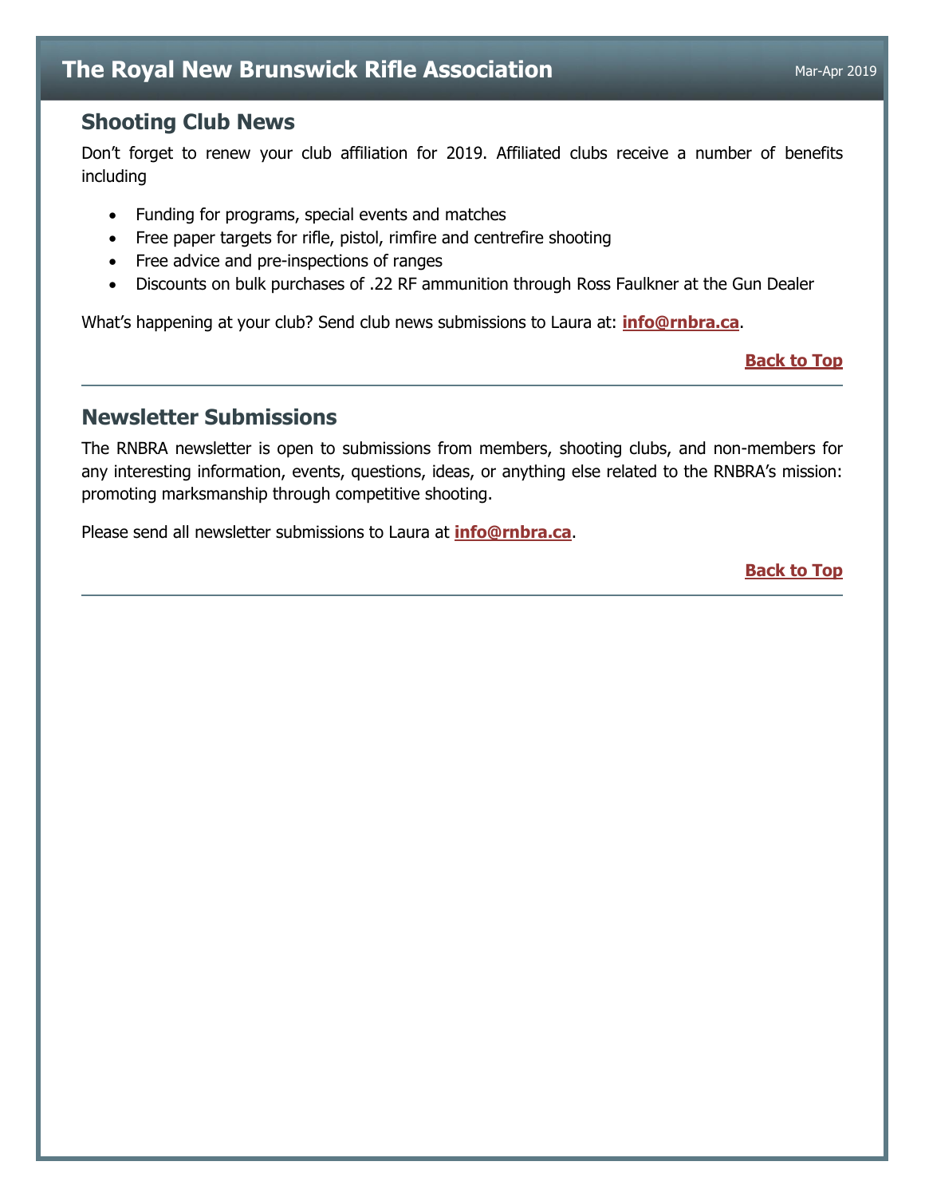## Shooting Club News

Don't forget to renew your club affiliation for 2019. Affiliated clubs receive a number of benefits including

- Funding for programs, special events and matches
- Free paper targets for rifle, pistol, rimfire and centrefire shooting
- Free advice and pre-inspections of ranges
- Discounts on bulk purchases of .22 RF ammunition through Ross Faulkner at the Gun Dealer

What's happening at your club? Send club news submissions to Laura at: **info@rnbra.ca**.

**Back to Top**

---

## Newsletter Submissions

The RNBRA newsletter is open to submissions from members, shooting clubs, and non-members for any interesting information, events, questions, ideas, or anything else related to the RNBRA's mission: promoting marksmanship through competitive shooting.

Please send all newsletter submissions to Laura at **info@rnbra.ca**.

**Back to Top**

---